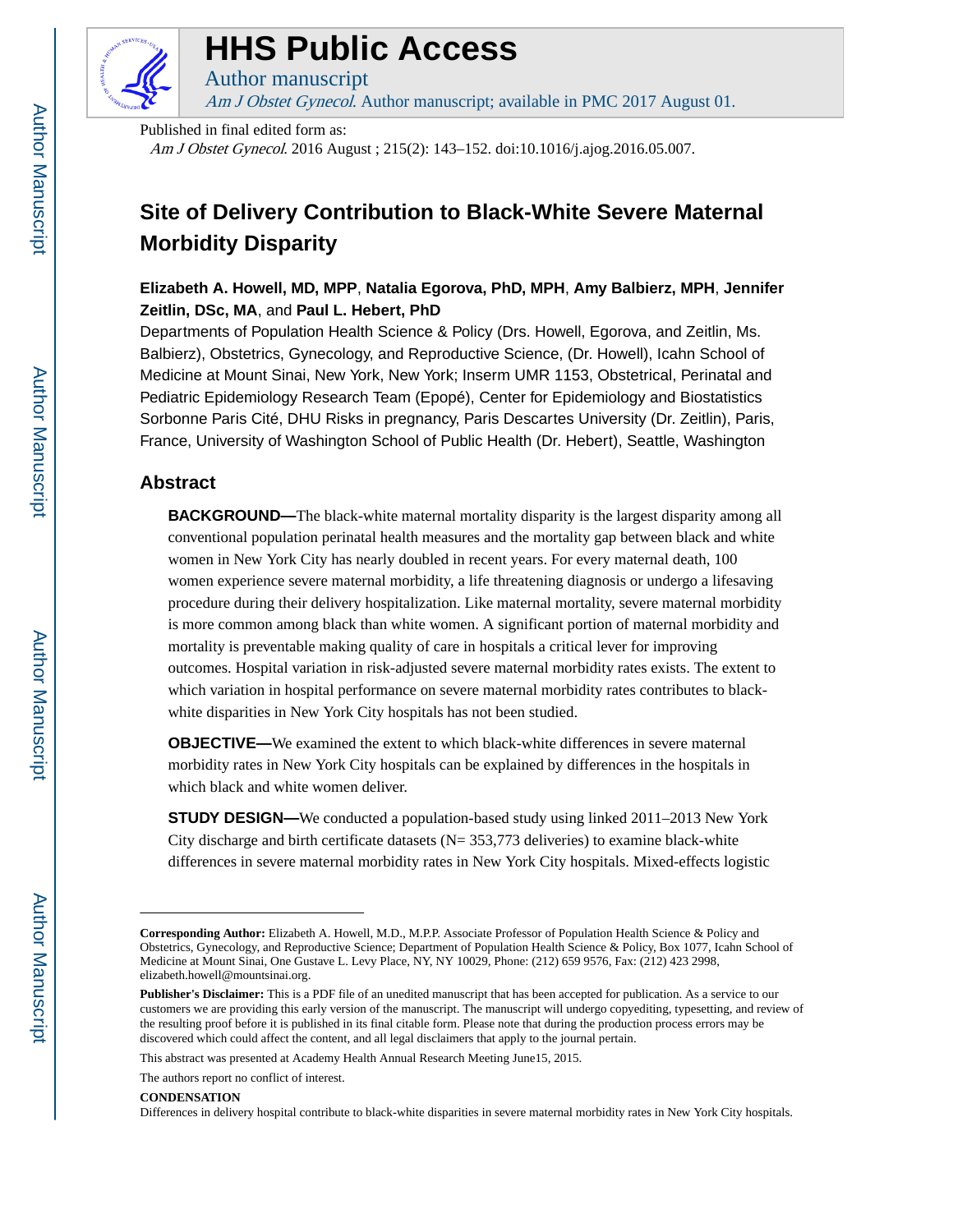# HHS Public Access

Author manuscript

*Am J Obstet Gynecol*. Author manuscript; available in PMC 2017 August 01.

Published in final edited form as:

*Am J Obstet Gynecol*. 2016 August ; 215(2): 143–152. doi:10.1016/j.ajog.2016.05.007.

# Site of Delivery Contribution to Black-White Severe Maternal Morbidity Disparity

**Elizabeth A. Howell, MD, MPP**, **Natalia Egorova, PhD, MPH**, **Amy Balbierz, MPH**, **Jennifer Zeitlin, DSc, MA**, and **Paul L. Hebert, PhD**

Departments of Population Health Science & Policy (Drs. Howell, Egorova, and Zeitlin, Ms. Balbierz), Obstetrics, Gynecology, and Reproductive Science, (Dr. Howell), Icahn School of Medicine at Mount Sinai, New York, New York; Inserm UMR 1153, Obstetrical, Perinatal and Pediatric Epidemiology Research Team (Epopé), Center for Epidemiology and Biostatistics Sorbonne Paris Cité, DHU Risks in pregnancy, Paris Descartes University (Dr. Zeitlin), Paris, France, University of Washington School of Public Health (Dr. Hebert), Seattle, Washington

## Abstract

**BACKGROUND—**The black-white maternal mortality disparity is the largest disparity among all conventional population perinatal health measures and the mortality gap between black and white women in New York City has nearly doubled in recent years. For every maternal death, 100 women experience severe maternal morbidity, a life threatening diagnosis or undergo a lifesaving procedure during their delivery hospitalization. Like maternal mortality, severe maternal morbidity is more common among black than white women. A significant portion of maternal morbidity and mortality is preventable making quality of care in hospitals a critical lever for improving outcomes. Hospital variation in risk-adjusted severe maternal morbidity rates exists. The extent to which variation in hospital performance on severe maternal morbidity rates contributes to black-white disparities in New York City hospitals has not been studied.

**OBJECTIVE—**We examined the extent to which black-white differences in severe maternal morbidity rates in New York City hospitals can be explained by differences in the hospitals in which black and white women deliver.

**STUDY DESIGN—**We conducted a population-based study using linked 2011–2013 New York City discharge and birth certificate datasets (N= 353,773 deliveries) to examine black-white differences in severe maternal morbidity rates in New York City hospitals. Mixed-effects logistic

---

**Corresponding Author:** Elizabeth A. Howell, M.D., M.P.P. Associate Professor of Population Health Science & Policy and Obstetrics, Gynecology, and Reproductive Science; Department of Population Health Science & Policy, Box 1077, Icahn School of Medicine at Mount Sinai, One Gustave L. Levy Place, NY, NY 10029, Phone: (212) 659 9576, Fax: (212) 423 2998, elizabeth.howell@mountsinai.org.

**Publisher's Disclaimer:** This is a PDF file of an unedited manuscript that has been accepted for publication. As a service to our customers we are providing this early version of the manuscript. The manuscript will undergo copyediting, typesetting, and review of the resulting proof before it is published in its final citable form. Please note that during the production process errors may be discovered which could affect the content, and all legal disclaimers that apply to the journal pertain.

This abstract was presented at Academy Health Annual Research Meeting June15, 2015.

The authors report no conflict of interest.

**CONDENSATION**

Differences in delivery hospital contribute to black-white disparities in severe maternal morbidity rates in New York City hospitals.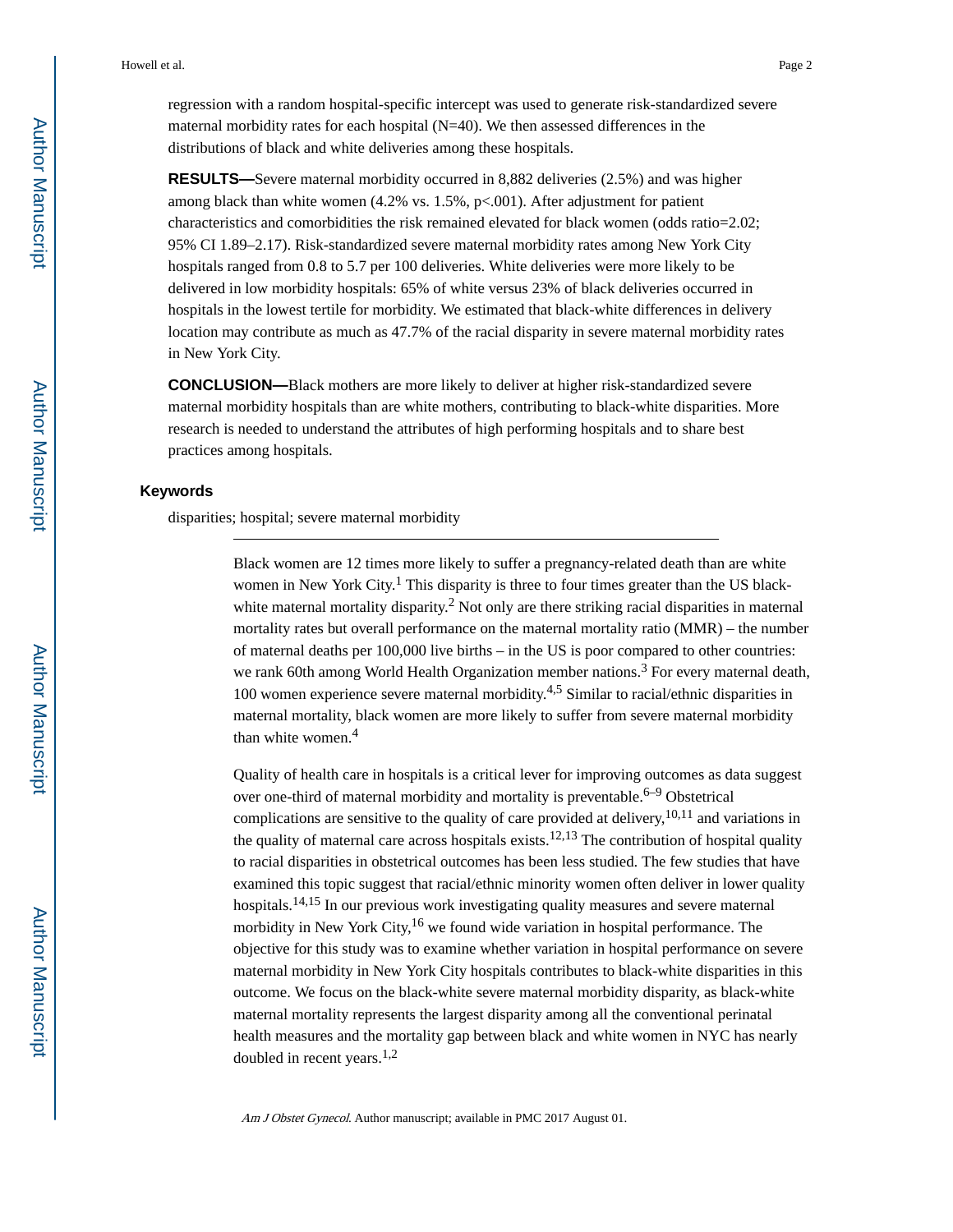regression with a random hospital-specific intercept was used to generate risk-standardized severe maternal morbidity rates for each hospital (N=40). We then assessed differences in the distributions of black and white deliveries among these hospitals.

**RESULTS—**Severe maternal morbidity occurred in 8,882 deliveries (2.5%) and was higher among black than white women (4.2% vs. 1.5%, p<.001). After adjustment for patient characteristics and comorbidities the risk remained elevated for black women (odds ratio=2.02; 95% CI 1.89–2.17). Risk-standardized severe maternal morbidity rates among New York City hospitals ranged from 0.8 to 5.7 per 100 deliveries. White deliveries were more likely to be delivered in low morbidity hospitals: 65% of white versus 23% of black deliveries occurred in hospitals in the lowest tertile for morbidity. We estimated that black-white differences in delivery location may contribute as much as 47.7% of the racial disparity in severe maternal morbidity rates in New York City.

**CONCLUSION—**Black mothers are more likely to deliver at higher risk-standardized severe maternal morbidity hospitals than are white mothers, contributing to black-white disparities. More research is needed to understand the attributes of high performing hospitals and to share best practices among hospitals.

### Keywords

disparities; hospital; severe maternal morbidity

---

Black women are 12 times more likely to suffer a pregnancy-related death than are white women in New York City.[1] This disparity is three to four times greater than the US black-white maternal mortality disparity.[2] Not only are there striking racial disparities in maternal mortality rates but overall performance on the maternal mortality ratio (MMR) – the number of maternal deaths per 100,000 live births – in the US is poor compared to other countries: we rank 60th among World Health Organization member nations.[3] For every maternal death, 100 women experience severe maternal morbidity.[4,5] Similar to racial/ethnic disparities in maternal mortality, black women are more likely to suffer from severe maternal morbidity than white women.[4]

Quality of health care in hospitals is a critical lever for improving outcomes as data suggest over one-third of maternal morbidity and mortality is preventable.[6–9] Obstetrical complications are sensitive to the quality of care provided at delivery,[10,11] and variations in the quality of maternal care across hospitals exists.[12,13] The contribution of hospital quality to racial disparities in obstetrical outcomes has been less studied. The few studies that have examined this topic suggest that racial/ethnic minority women often deliver in lower quality hospitals.[14,15] In our previous work investigating quality measures and severe maternal morbidity in New York City,[16] we found wide variation in hospital performance. The objective for this study was to examine whether variation in hospital performance on severe maternal morbidity in New York City hospitals contributes to black-white disparities in this outcome. We focus on the black-white severe maternal morbidity disparity, as black-white maternal mortality represents the largest disparity among all the conventional perinatal health measures and the mortality gap between black and white women in NYC has nearly doubled in recent years.[1,2]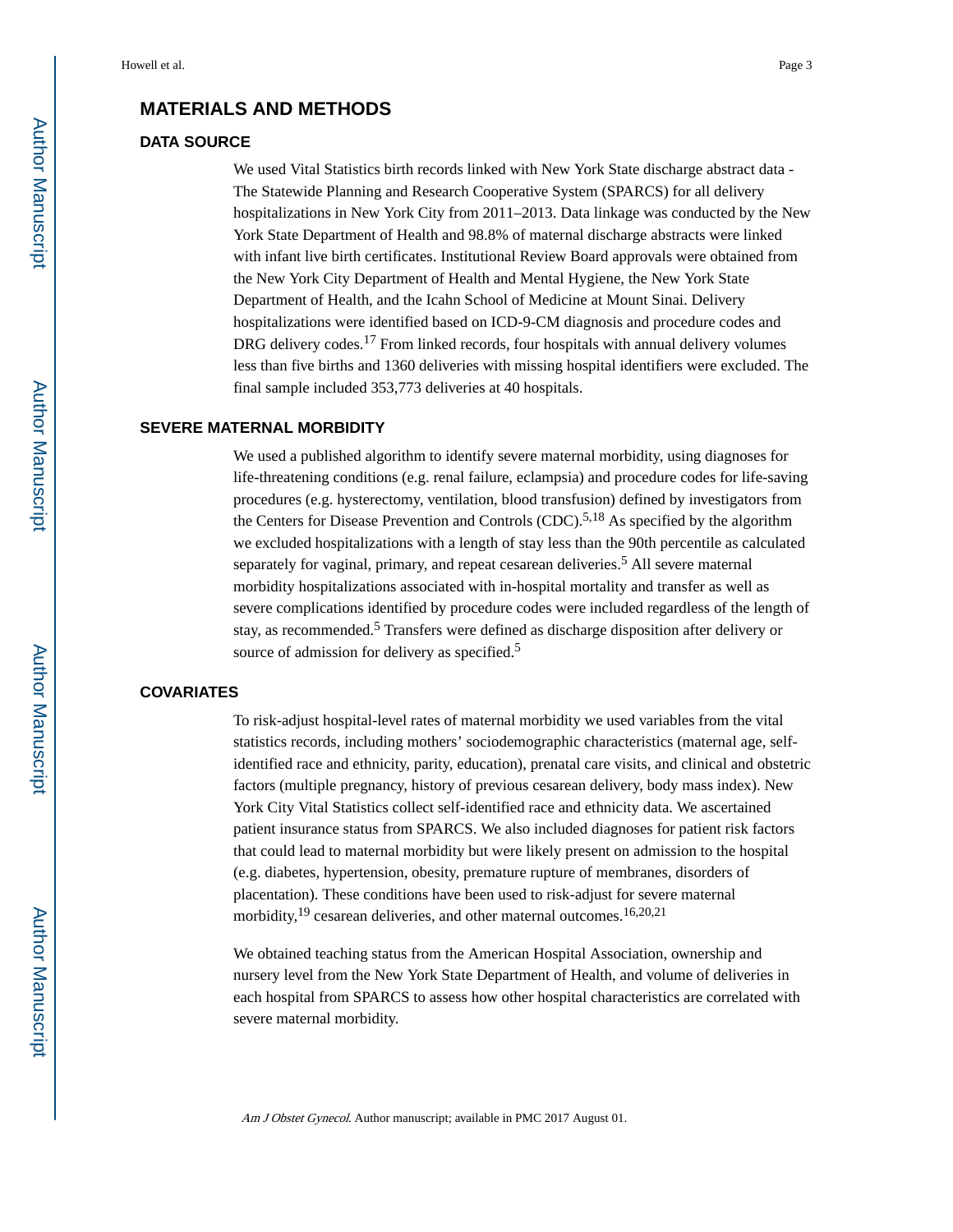## MATERIALS AND METHODS

### DATA SOURCE

We used Vital Statistics birth records linked with New York State discharge abstract data - The Statewide Planning and Research Cooperative System (SPARCS) for all delivery hospitalizations in New York City from 2011–2013. Data linkage was conducted by the New York State Department of Health and 98.8% of maternal discharge abstracts were linked with infant live birth certificates. Institutional Review Board approvals were obtained from the New York City Department of Health and Mental Hygiene, the New York State Department of Health, and the Icahn School of Medicine at Mount Sinai. Delivery hospitalizations were identified based on ICD-9-CM diagnosis and procedure codes and DRG delivery codes.[17] From linked records, four hospitals with annual delivery volumes less than five births and 1360 deliveries with missing hospital identifiers were excluded. The final sample included 353,773 deliveries at 40 hospitals.

### SEVERE MATERNAL MORBIDITY

We used a published algorithm to identify severe maternal morbidity, using diagnoses for life-threatening conditions (e.g. renal failure, eclampsia) and procedure codes for life-saving procedures (e.g. hysterectomy, ventilation, blood transfusion) defined by investigators from the Centers for Disease Prevention and Controls (CDC).[5,18] As specified by the algorithm we excluded hospitalizations with a length of stay less than the 90th percentile as calculated separately for vaginal, primary, and repeat cesarean deliveries.[5] All severe maternal morbidity hospitalizations associated with in-hospital mortality and transfer as well as severe complications identified by procedure codes were included regardless of the length of stay, as recommended.[5] Transfers were defined as discharge disposition after delivery or source of admission for delivery as specified.[5]

### COVARIATES

To risk-adjust hospital-level rates of maternal morbidity we used variables from the vital statistics records, including mothers' sociodemographic characteristics (maternal age, self-identified race and ethnicity, parity, education), prenatal care visits, and clinical and obstetric factors (multiple pregnancy, history of previous cesarean delivery, body mass index). New York City Vital Statistics collect self-identified race and ethnicity data. We ascertained patient insurance status from SPARCS. We also included diagnoses for patient risk factors that could lead to maternal morbidity but were likely present on admission to the hospital (e.g. diabetes, hypertension, obesity, premature rupture of membranes, disorders of placentation). These conditions have been used to risk-adjust for severe maternal morbidity,[19] cesarean deliveries, and other maternal outcomes.[16,20,21]

We obtained teaching status from the American Hospital Association, ownership and nursery level from the New York State Department of Health, and volume of deliveries in each hospital from SPARCS to assess how other hospital characteristics are correlated with severe maternal morbidity.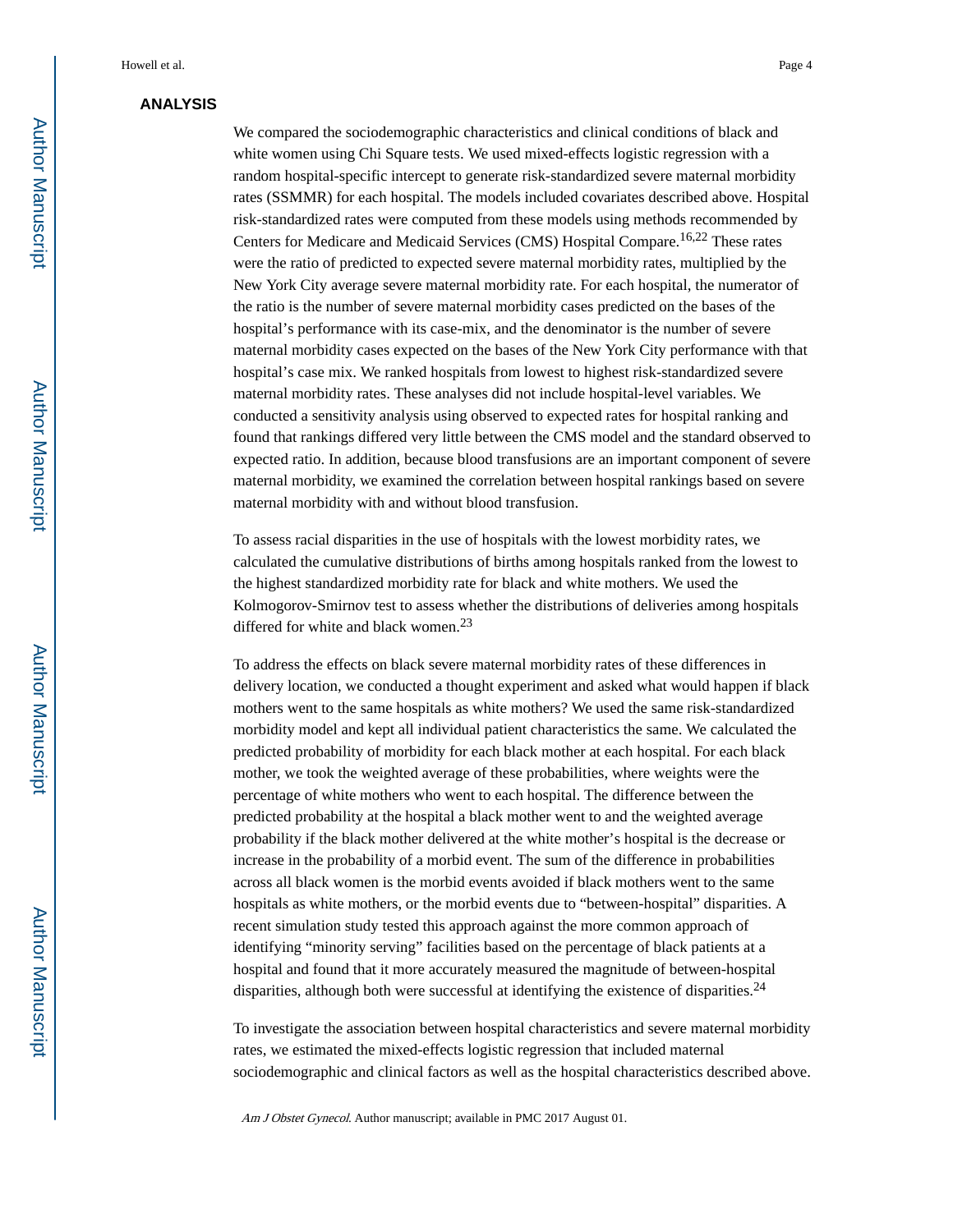## ANALYSIS

We compared the sociodemographic characteristics and clinical conditions of black and white women using Chi Square tests. We used mixed-effects logistic regression with a random hospital-specific intercept to generate risk-standardized severe maternal morbidity rates (SSMMR) for each hospital. The models included covariates described above. Hospital risk-standardized rates were computed from these models using methods recommended by Centers for Medicare and Medicaid Services (CMS) Hospital Compare.[16,22] These rates were the ratio of predicted to expected severe maternal morbidity rates, multiplied by the New York City average severe maternal morbidity rate. For each hospital, the numerator of the ratio is the number of severe maternal morbidity cases predicted on the bases of the hospital's performance with its case-mix, and the denominator is the number of severe maternal morbidity cases expected on the bases of the New York City performance with that hospital's case mix. We ranked hospitals from lowest to highest risk-standardized severe maternal morbidity rates. These analyses did not include hospital-level variables. We conducted a sensitivity analysis using observed to expected rates for hospital ranking and found that rankings differed very little between the CMS model and the standard observed to expected ratio. In addition, because blood transfusions are an important component of severe maternal morbidity, we examined the correlation between hospital rankings based on severe maternal morbidity with and without blood transfusion.

To assess racial disparities in the use of hospitals with the lowest morbidity rates, we calculated the cumulative distributions of births among hospitals ranked from the lowest to the highest standardized morbidity rate for black and white mothers. We used the Kolmogorov-Smirnov test to assess whether the distributions of deliveries among hospitals differed for white and black women.[23]

To address the effects on black severe maternal morbidity rates of these differences in delivery location, we conducted a thought experiment and asked what would happen if black mothers went to the same hospitals as white mothers? We used the same risk-standardized morbidity model and kept all individual patient characteristics the same. We calculated the predicted probability of morbidity for each black mother at each hospital. For each black mother, we took the weighted average of these probabilities, where weights were the percentage of white mothers who went to each hospital. The difference between the predicted probability at the hospital a black mother went to and the weighted average probability if the black mother delivered at the white mother's hospital is the decrease or increase in the probability of a morbid event. The sum of the difference in probabilities across all black women is the morbid events avoided if black mothers went to the same hospitals as white mothers, or the morbid events due to "between-hospital" disparities. A recent simulation study tested this approach against the more common approach of identifying "minority serving" facilities based on the percentage of black patients at a hospital and found that it more accurately measured the magnitude of between-hospital disparities, although both were successful at identifying the existence of disparities.[24]

To investigate the association between hospital characteristics and severe maternal morbidity rates, we estimated the mixed-effects logistic regression that included maternal sociodemographic and clinical factors as well as the hospital characteristics described above.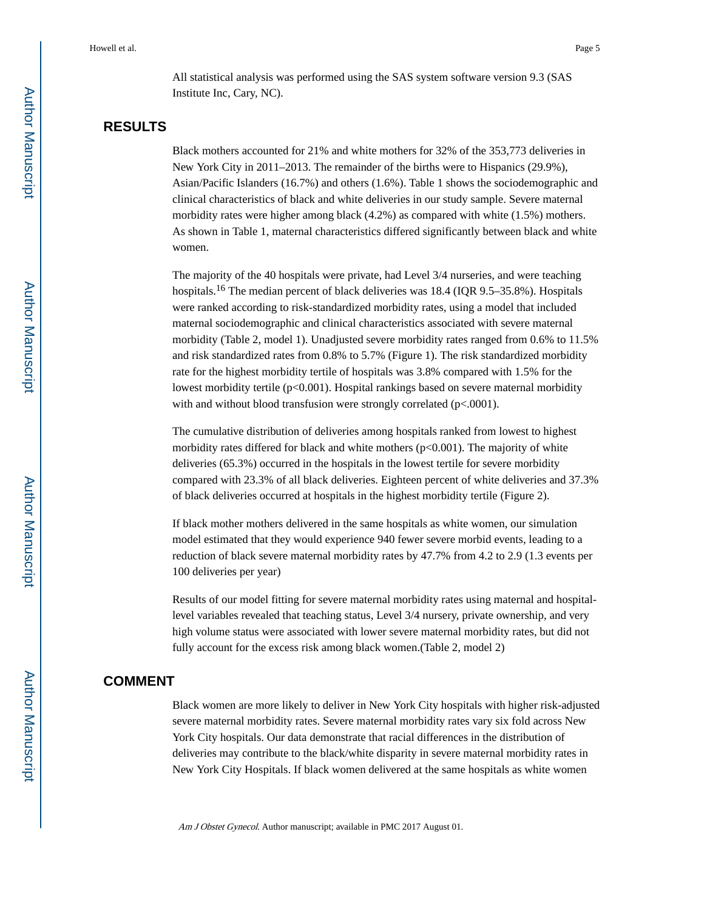All statistical analysis was performed using the SAS system software version 9.3 (SAS Institute Inc, Cary, NC).

## RESULTS

Black mothers accounted for 21% and white mothers for 32% of the 353,773 deliveries in New York City in 2011–2013. The remainder of the births were to Hispanics (29.9%), Asian/Pacific Islanders (16.7%) and others (1.6%). Table 1 shows the sociodemographic and clinical characteristics of black and white deliveries in our study sample. Severe maternal morbidity rates were higher among black (4.2%) as compared with white (1.5%) mothers. As shown in Table 1, maternal characteristics differed significantly between black and white women.

The majority of the 40 hospitals were private, had Level 3/4 nurseries, and were teaching hospitals.[16] The median percent of black deliveries was 18.4 (IQR 9.5–35.8%). Hospitals were ranked according to risk-standardized morbidity rates, using a model that included maternal sociodemographic and clinical characteristics associated with severe maternal morbidity (Table 2, model 1). Unadjusted severe morbidity rates ranged from 0.6% to 11.5% and risk standardized rates from 0.8% to 5.7% (Figure 1). The risk standardized morbidity rate for the highest morbidity tertile of hospitals was 3.8% compared with 1.5% for the lowest morbidity tertile ($p<0.001$). Hospital rankings based on severe maternal morbidity with and without blood transfusion were strongly correlated ($p<.0001$).

The cumulative distribution of deliveries among hospitals ranked from lowest to highest morbidity rates differed for black and white mothers ($p<0.001$). The majority of white deliveries (65.3%) occurred in the hospitals in the lowest tertile for severe morbidity compared with 23.3% of all black deliveries. Eighteen percent of white deliveries and 37.3% of black deliveries occurred at hospitals in the highest morbidity tertile (Figure 2).

If black mother mothers delivered in the same hospitals as white women, our simulation model estimated that they would experience 940 fewer severe morbid events, leading to a reduction of black severe maternal morbidity rates by 47.7% from 4.2 to 2.9 (1.3 events per 100 deliveries per year)

Results of our model fitting for severe maternal morbidity rates using maternal and hospital-level variables revealed that teaching status, Level 3/4 nursery, private ownership, and very high volume status were associated with lower severe maternal morbidity rates, but did not fully account for the excess risk among black women.(Table 2, model 2)

## COMMENT

Black women are more likely to deliver in New York City hospitals with higher risk-adjusted severe maternal morbidity rates. Severe maternal morbidity rates vary six fold across New York City hospitals. Our data demonstrate that racial differences in the distribution of deliveries may contribute to the black/white disparity in severe maternal morbidity rates in New York City Hospitals. If black women delivered at the same hospitals as white women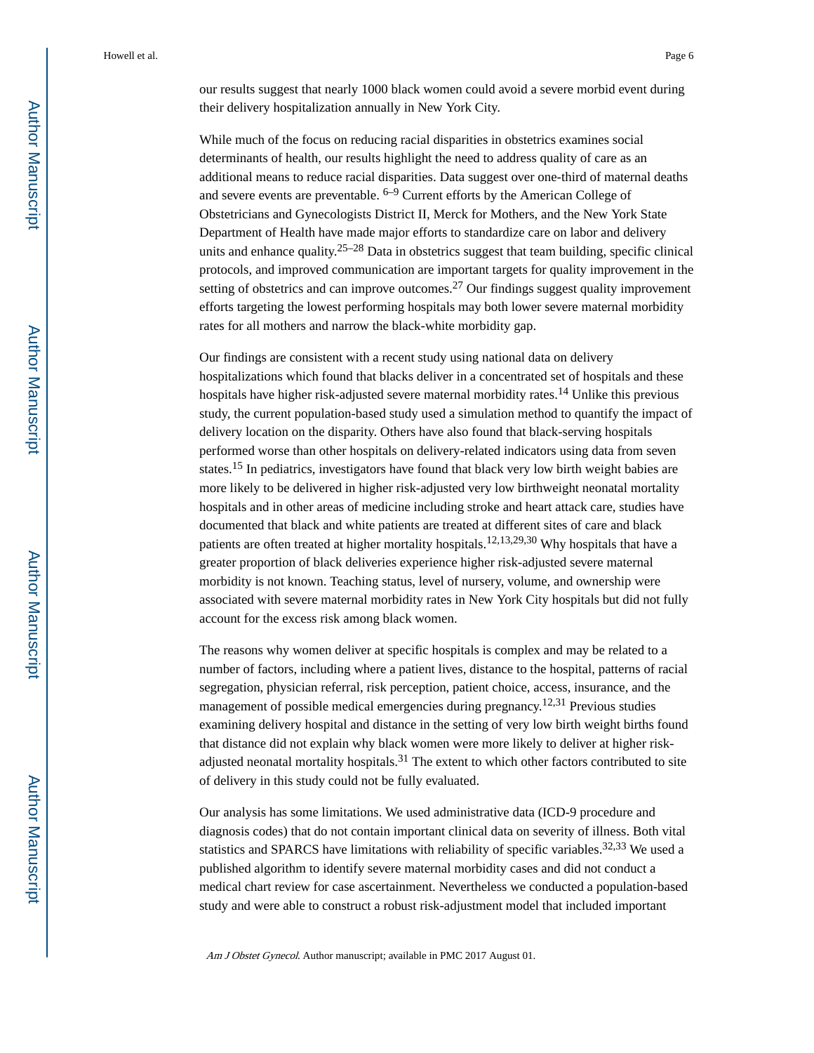our results suggest that nearly 1000 black women could avoid a severe morbid event during their delivery hospitalization annually in New York City.

While much of the focus on reducing racial disparities in obstetrics examines social determinants of health, our results highlight the need to address quality of care as an additional means to reduce racial disparities. Data suggest over one-third of maternal deaths and severe events are preventable. [6–9] Current efforts by the American College of Obstetricians and Gynecologists District II, Merck for Mothers, and the New York State Department of Health have made major efforts to standardize care on labor and delivery units and enhance quality.[25–28] Data in obstetrics suggest that team building, specific clinical protocols, and improved communication are important targets for quality improvement in the setting of obstetrics and can improve outcomes.[27] Our findings suggest quality improvement efforts targeting the lowest performing hospitals may both lower severe maternal morbidity rates for all mothers and narrow the black-white morbidity gap.

Our findings are consistent with a recent study using national data on delivery hospitalizations which found that blacks deliver in a concentrated set of hospitals and these hospitals have higher risk-adjusted severe maternal morbidity rates.[14] Unlike this previous study, the current population-based study used a simulation method to quantify the impact of delivery location on the disparity. Others have also found that black-serving hospitals performed worse than other hospitals on delivery-related indicators using data from seven states.[15] In pediatrics, investigators have found that black very low birth weight babies are more likely to be delivered in higher risk-adjusted very low birthweight neonatal mortality hospitals and in other areas of medicine including stroke and heart attack care, studies have documented that black and white patients are treated at different sites of care and black patients are often treated at higher mortality hospitals.[12,13,29,30] Why hospitals that have a greater proportion of black deliveries experience higher risk-adjusted severe maternal morbidity is not known. Teaching status, level of nursery, volume, and ownership were associated with severe maternal morbidity rates in New York City hospitals but did not fully account for the excess risk among black women.

The reasons why women deliver at specific hospitals is complex and may be related to a number of factors, including where a patient lives, distance to the hospital, patterns of racial segregation, physician referral, risk perception, patient choice, access, insurance, and the management of possible medical emergencies during pregnancy.[12,31] Previous studies examining delivery hospital and distance in the setting of very low birth weight births found that distance did not explain why black women were more likely to deliver at higher risk-adjusted neonatal mortality hospitals.[31] The extent to which other factors contributed to site of delivery in this study could not be fully evaluated.

Our analysis has some limitations. We used administrative data (ICD-9 procedure and diagnosis codes) that do not contain important clinical data on severity of illness. Both vital statistics and SPARCS have limitations with reliability of specific variables.[32,33] We used a published algorithm to identify severe maternal morbidity cases and did not conduct a medical chart review for case ascertainment. Nevertheless we conducted a population-based study and were able to construct a robust risk-adjustment model that included important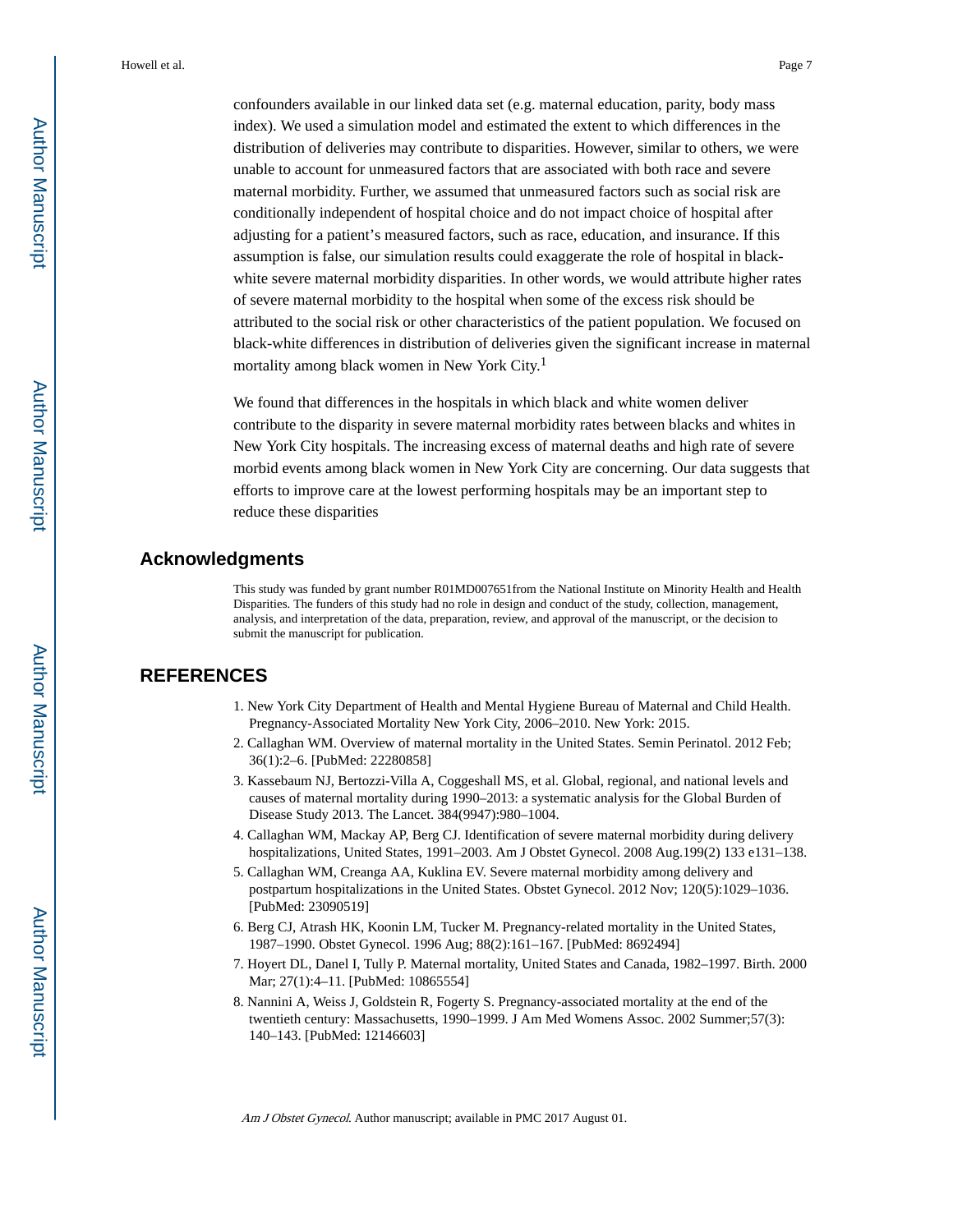confounders available in our linked data set (e.g. maternal education, parity, body mass index). We used a simulation model and estimated the extent to which differences in the distribution of deliveries may contribute to disparities. However, similar to others, we were unable to account for unmeasured factors that are associated with both race and severe maternal morbidity. Further, we assumed that unmeasured factors such as social risk are conditionally independent of hospital choice and do not impact choice of hospital after adjusting for a patient's measured factors, such as race, education, and insurance. If this assumption is false, our simulation results could exaggerate the role of hospital in black-white severe maternal morbidity disparities. In other words, we would attribute higher rates of severe maternal morbidity to the hospital when some of the excess risk should be attributed to the social risk or other characteristics of the patient population. We focused on black-white differences in distribution of deliveries given the significant increase in maternal mortality among black women in New York City.[1]

We found that differences in the hospitals in which black and white women deliver contribute to the disparity in severe maternal morbidity rates between blacks and whites in New York City hospitals. The increasing excess of maternal deaths and high rate of severe morbid events among black women in New York City are concerning. Our data suggests that efforts to improve care at the lowest performing hospitals may be an important step to reduce these disparities

## Acknowledgments

This study was funded by grant number R01MD007651from the National Institute on Minority Health and Health Disparities. The funders of this study had no role in design and conduct of the study, collection, management, analysis, and interpretation of the data, preparation, review, and approval of the manuscript, or the decision to submit the manuscript for publication.

## REFERENCES

1. New York City Department of Health and Mental Hygiene Bureau of Maternal and Child Health. Pregnancy-Associated Mortality New York City, 2006–2010. New York: 2015.
2. Callaghan WM. Overview of maternal mortality in the United States. Semin Perinatol. 2012 Feb; 36(1):2–6. [PubMed: 22280858]
3. Kassebaum NJ, Bertozzi-Villa A, Coggeshall MS, et al. Global, regional, and national levels and causes of maternal mortality during 1990–2013: a systematic analysis for the Global Burden of Disease Study 2013. The Lancet. 384(9947):980–1004.
4. Callaghan WM, Mackay AP, Berg CJ. Identification of severe maternal morbidity during delivery hospitalizations, United States, 1991–2003. Am J Obstet Gynecol. 2008 Aug.199(2) 133 e131–138.
5. Callaghan WM, Creanga AA, Kuklina EV. Severe maternal morbidity among delivery and postpartum hospitalizations in the United States. Obstet Gynecol. 2012 Nov; 120(5):1029–1036. [PubMed: 23090519]
6. Berg CJ, Atrash HK, Koonin LM, Tucker M. Pregnancy-related mortality in the United States, 1987–1990. Obstet Gynecol. 1996 Aug; 88(2):161–167. [PubMed: 8692494]
7. Hoyert DL, Danel I, Tully P. Maternal mortality, United States and Canada, 1982–1997. Birth. 2000 Mar; 27(1):4–11. [PubMed: 10865554]
8. Nannini A, Weiss J, Goldstein R, Fogerty S. Pregnancy-associated mortality at the end of the twentieth century: Massachusetts, 1990–1999. J Am Med Womens Assoc. 2002 Summer;57(3): 140–143. [PubMed: 12146603]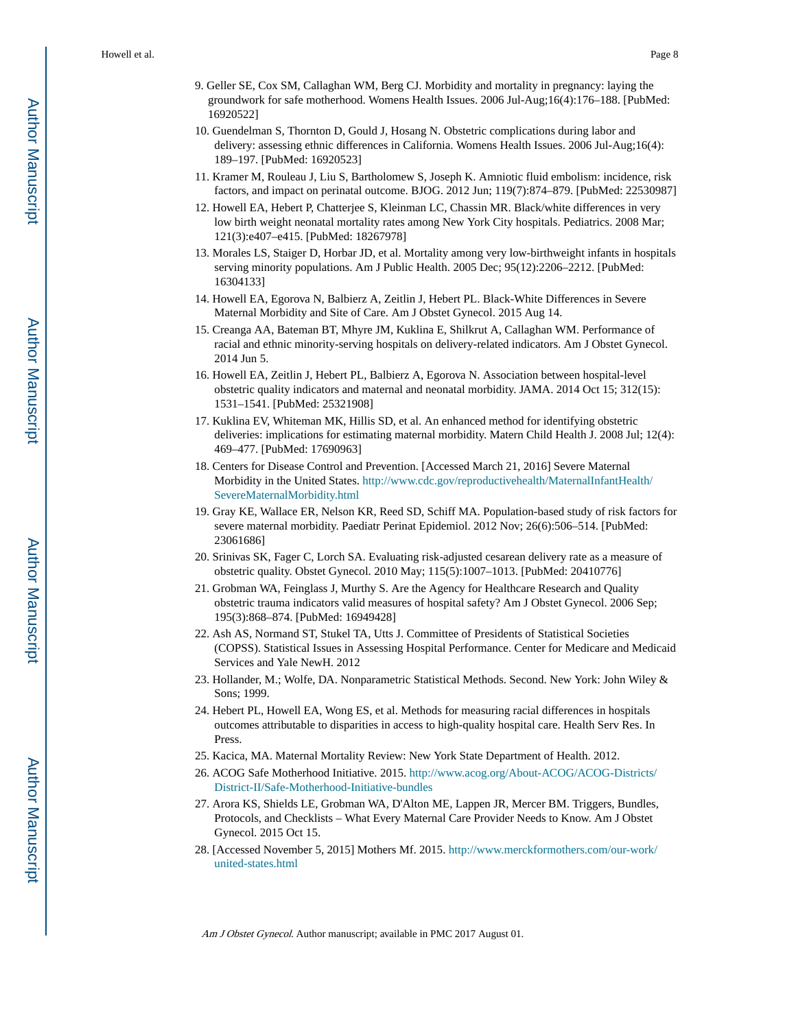9. Geller SE, Cox SM, Callaghan WM, Berg CJ. Morbidity and mortality in pregnancy: laying the groundwork for safe motherhood. Womens Health Issues. 2006 Jul-Aug;16(4):176–188. [PubMed: 16920522]
10. Guendelman S, Thornton D, Gould J, Hosang N. Obstetric complications during labor and delivery: assessing ethnic differences in California. Womens Health Issues. 2006 Jul-Aug;16(4): 189–197. [PubMed: 16920523]
11. Kramer M, Rouleau J, Liu S, Bartholomew S, Joseph K. Amniotic fluid embolism: incidence, risk factors, and impact on perinatal outcome. BJOG. 2012 Jun; 119(7):874–879. [PubMed: 22530987]
12. Howell EA, Hebert P, Chatterjee S, Kleinman LC, Chassin MR. Black/white differences in very low birth weight neonatal mortality rates among New York City hospitals. Pediatrics. 2008 Mar; 121(3):e407–e415. [PubMed: 18267978]
13. Morales LS, Staiger D, Horbar JD, et al. Mortality among very low-birthweight infants in hospitals serving minority populations. Am J Public Health. 2005 Dec; 95(12):2206–2212. [PubMed: 16304133]
14. Howell EA, Egorova N, Balbierz A, Zeitlin J, Hebert PL. Black-White Differences in Severe Maternal Morbidity and Site of Care. Am J Obstet Gynecol. 2015 Aug 14.
15. Creanga AA, Bateman BT, Mhyre JM, Kuklina E, Shilkrut A, Callaghan WM. Performance of racial and ethnic minority-serving hospitals on delivery-related indicators. Am J Obstet Gynecol. 2014 Jun 5.
16. Howell EA, Zeitlin J, Hebert PL, Balbierz A, Egorova N. Association between hospital-level obstetric quality indicators and maternal and neonatal morbidity. JAMA. 2014 Oct 15; 312(15): 1531–1541. [PubMed: 25321908]
17. Kuklina EV, Whiteman MK, Hillis SD, et al. An enhanced method for identifying obstetric deliveries: implications for estimating maternal morbidity. Matern Child Health J. 2008 Jul; 12(4): 469–477. [PubMed: 17690963]
18. Centers for Disease Control and Prevention. [Accessed March 21, 2016] Severe Maternal Morbidity in the United States. http://www.cdc.gov/reproductivehealth/MaternalInfantHealth/SevereMaternalMorbidity.html
19. Gray KE, Wallace ER, Nelson KR, Reed SD, Schiff MA. Population-based study of risk factors for severe maternal morbidity. Paediatr Perinat Epidemiol. 2012 Nov; 26(6):506–514. [PubMed: 23061686]
20. Srinivas SK, Fager C, Lorch SA. Evaluating risk-adjusted cesarean delivery rate as a measure of obstetric quality. Obstet Gynecol. 2010 May; 115(5):1007–1013. [PubMed: 20410776]
21. Grobman WA, Feinglass J, Murthy S. Are the Agency for Healthcare Research and Quality obstetric trauma indicators valid measures of hospital safety? Am J Obstet Gynecol. 2006 Sep; 195(3):868–874. [PubMed: 16949428]
22. Ash AS, Normand ST, Stukel TA, Utts J. Committee of Presidents of Statistical Societies (COPSS). Statistical Issues in Assessing Hospital Performance. Center for Medicare and Medicaid Services and Yale NewH. 2012
23. Hollander, M.; Wolfe, DA. Nonparametric Statistical Methods. Second. New York: John Wiley & Sons; 1999.
24. Hebert PL, Howell EA, Wong ES, et al. Methods for measuring racial differences in hospitals outcomes attributable to disparities in access to high-quality hospital care. Health Serv Res. In Press.
25. Kacica, MA. Maternal Mortality Review: New York State Department of Health. 2012.
26. ACOG Safe Motherhood Initiative. 2015. http://www.acog.org/About-ACOG/ACOG-Districts/District-II/Safe-Motherhood-Initiative-bundles
27. Arora KS, Shields LE, Grobman WA, D'Alton ME, Lappen JR, Mercer BM. Triggers, Bundles, Protocols, and Checklists – What Every Maternal Care Provider Needs to Know. Am J Obstet Gynecol. 2015 Oct 15.
28. [Accessed November 5, 2015] Mothers Mf. 2015. http://www.merckformothers.com/our-work/united-states.html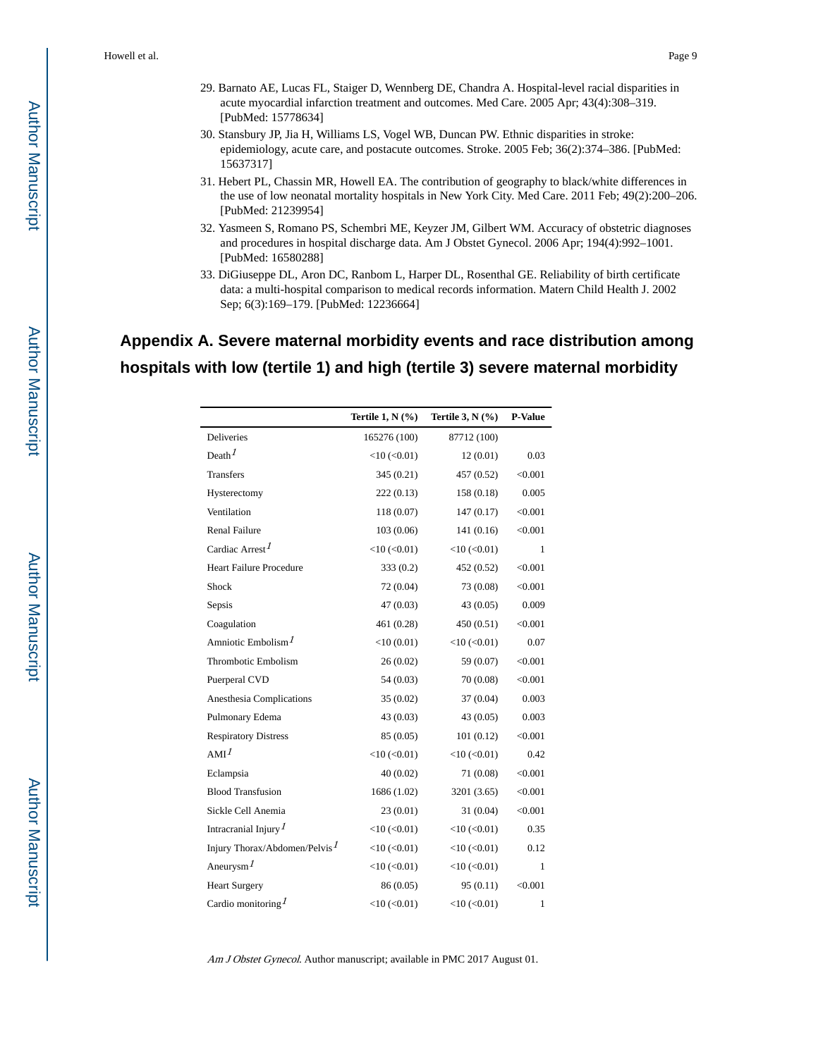29. Barnato AE, Lucas FL, Staiger D, Wennberg DE, Chandra A. Hospital-level racial disparities in acute myocardial infarction treatment and outcomes. Med Care. 2005 Apr; 43(4):308–319. [PubMed: 15778634]
30. Stansbury JP, Jia H, Williams LS, Vogel WB, Duncan PW. Ethnic disparities in stroke: epidemiology, acute care, and postacute outcomes. Stroke. 2005 Feb; 36(2):374–386. [PubMed: 15637317]
31. Hebert PL, Chassin MR, Howell EA. The contribution of geography to black/white differences in the use of low neonatal mortality hospitals in New York City. Med Care. 2011 Feb; 49(2):200–206. [PubMed: 21239954]
32. Yasmeen S, Romano PS, Schembri ME, Keyzer JM, Gilbert WM. Accuracy of obstetric diagnoses and procedures in hospital discharge data. Am J Obstet Gynecol. 2006 Apr; 194(4):992–1001. [PubMed: 16580288]
33. DiGiuseppe DL, Aron DC, Ranbom L, Harper DL, Rosenthal GE. Reliability of birth certificate data: a multi-hospital comparison to medical records information. Matern Child Health J. 2002 Sep; 6(3):169–179. [PubMed: 12236664]

## Appendix A. Severe maternal morbidity events and race distribution among hospitals with low (tertile 1) and high (tertile 3) severe maternal morbidity

| | Tertile 1, N (%) | Tertile 3, N (%) | P-Value |
|---|---|---|---|
| Deliveries | 165276 (100) | 87712 (100) | |
| Death[1] | <10 (<0.01) | 12 (0.01) | 0.03 |
| Transfers | 345 (0.21) | 457 (0.52) | <0.001 |
| Hysterectomy | 222 (0.13) | 158 (0.18) | 0.005 |
| Ventilation | 118 (0.07) | 147 (0.17) | <0.001 |
| Renal Failure | 103 (0.06) | 141 (0.16) | <0.001 |
| Cardiac Arrest[1] | <10 (<0.01) | <10 (<0.01) | 1 |
| Heart Failure Procedure | 333 (0.2) | 452 (0.52) | <0.001 |
| Shock | 72 (0.04) | 73 (0.08) | <0.001 |
| Sepsis | 47 (0.03) | 43 (0.05) | 0.009 |
| Coagulation | 461 (0.28) | 450 (0.51) | <0.001 |
| Amniotic Embolism[1] | <10 (0.01) | <10 (<0.01) | 0.07 |
| Thrombotic Embolism | 26 (0.02) | 59 (0.07) | <0.001 |
| Puerperal CVD | 54 (0.03) | 70 (0.08) | <0.001 |
| Anesthesia Complications | 35 (0.02) | 37 (0.04) | 0.003 |
| Pulmonary Edema | 43 (0.03) | 43 (0.05) | 0.003 |
| Respiratory Distress | 85 (0.05) | 101 (0.12) | <0.001 |
| AMI[1] | <10 (<0.01) | <10 (<0.01) | 0.42 |
| Eclampsia | 40 (0.02) | 71 (0.08) | <0.001 |
| Blood Transfusion | 1686 (1.02) | 3201 (3.65) | <0.001 |
| Sickle Cell Anemia | 23 (0.01) | 31 (0.04) | <0.001 |
| Intracranial Injury[1] | <10 (<0.01) | <10 (<0.01) | 0.35 |
| Injury Thorax/Abdomen/Pelvis[1] | <10 (<0.01) | <10 (<0.01) | 0.12 |
| Aneurysm[1] | <10 (<0.01) | <10 (<0.01) | 1 |
| Heart Surgery | 86 (0.05) | 95 (0.11) | <0.001 |
| Cardio monitoring[1] | <10 (<0.01) | <10 (<0.01) | 1 |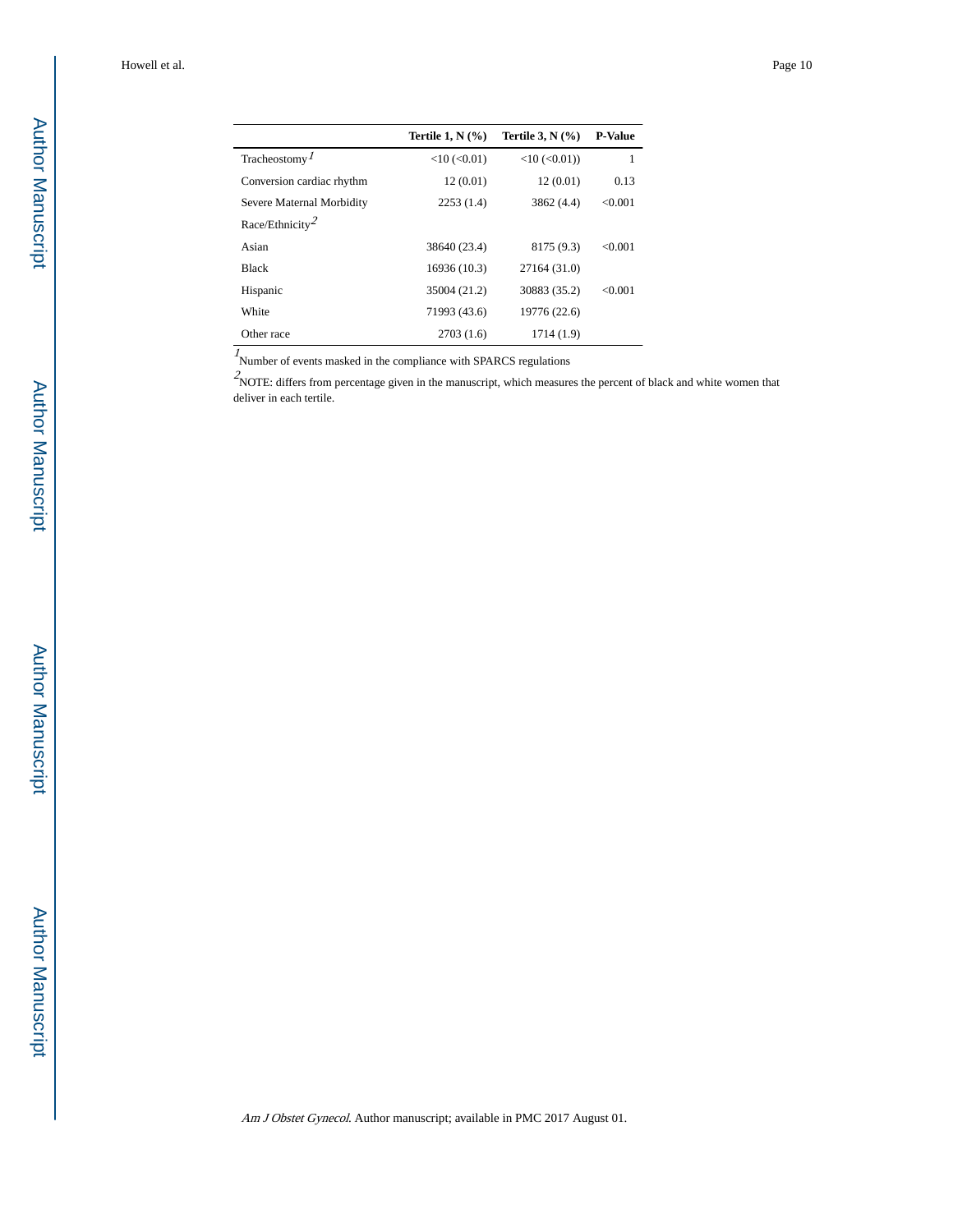| | Tertile 1, N (%) | Tertile 3, N (%) | P-Value |
|---|---|---|---|
| Tracheostomy[1] | <10 (<0.01) | <10 (<0.01)) | 1 |
| Conversion cardiac rhythm | 12 (0.01) | 12 (0.01) | 0.13 |
| Severe Maternal Morbidity | 2253 (1.4) | 3862 (4.4) | <0.001 |
| Race/Ethnicity[2] | | | |
| Asian | 38640 (23.4) | 8175 (9.3) | <0.001 |
| Black | 16936 (10.3) | 27164 (31.0) | |
| Hispanic | 35004 (21.2) | 30883 (35.2) | <0.001 |
| White | 71993 (43.6) | 19776 (22.6) | |
| Other race | 2703 (1.6) | 1714 (1.9) | |

[1] Number of events masked in the compliance with SPARCS regulations

[2] NOTE: differs from percentage given in the manuscript, which measures the percent of black and white women that deliver in each tertile.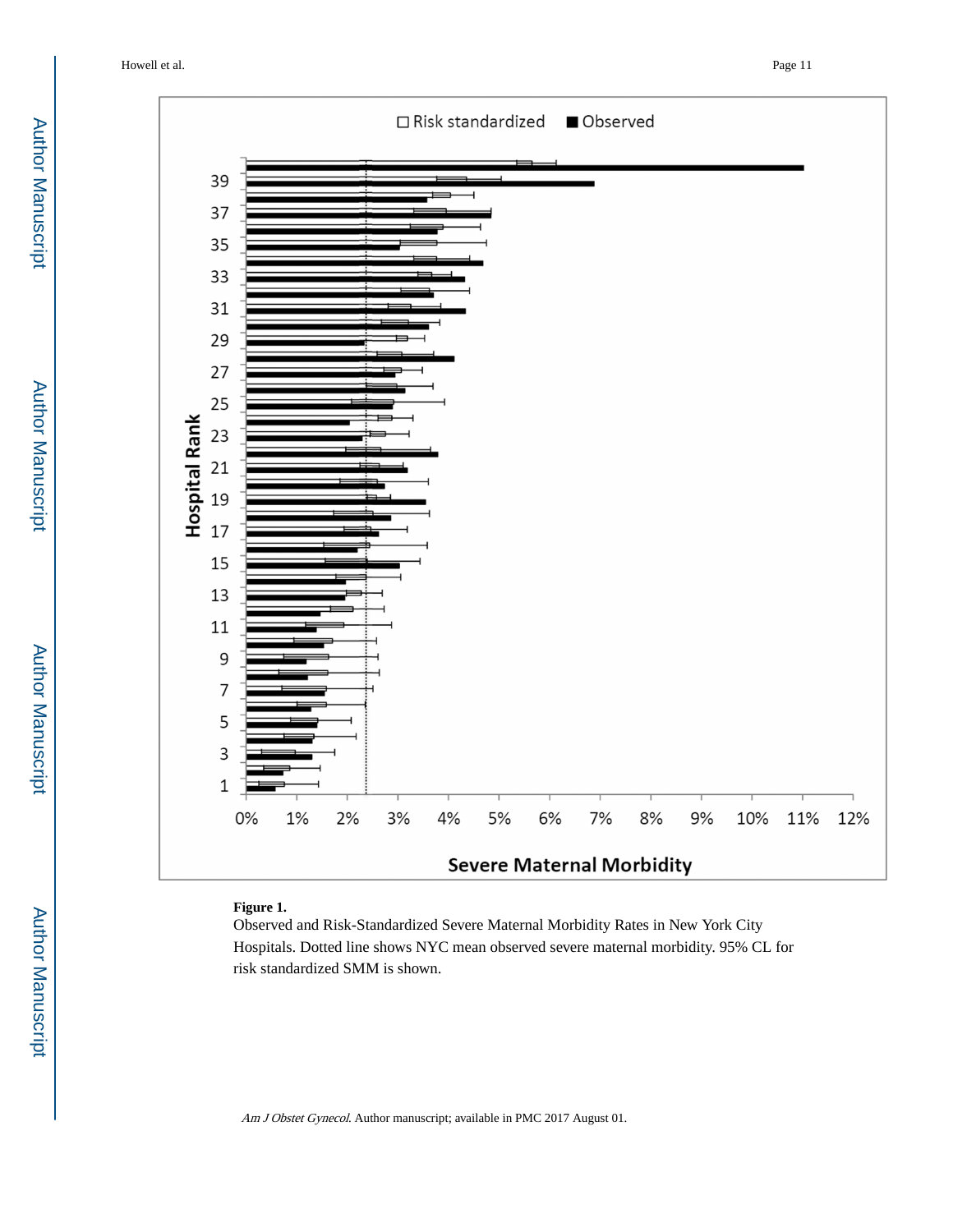**Figure 1.**

Observed and Risk-Standardized Severe Maternal Morbidity Rates in New York City Hospitals. Dotted line shows NYC mean observed severe maternal morbidity. 95% CL for risk standardized SMM is shown.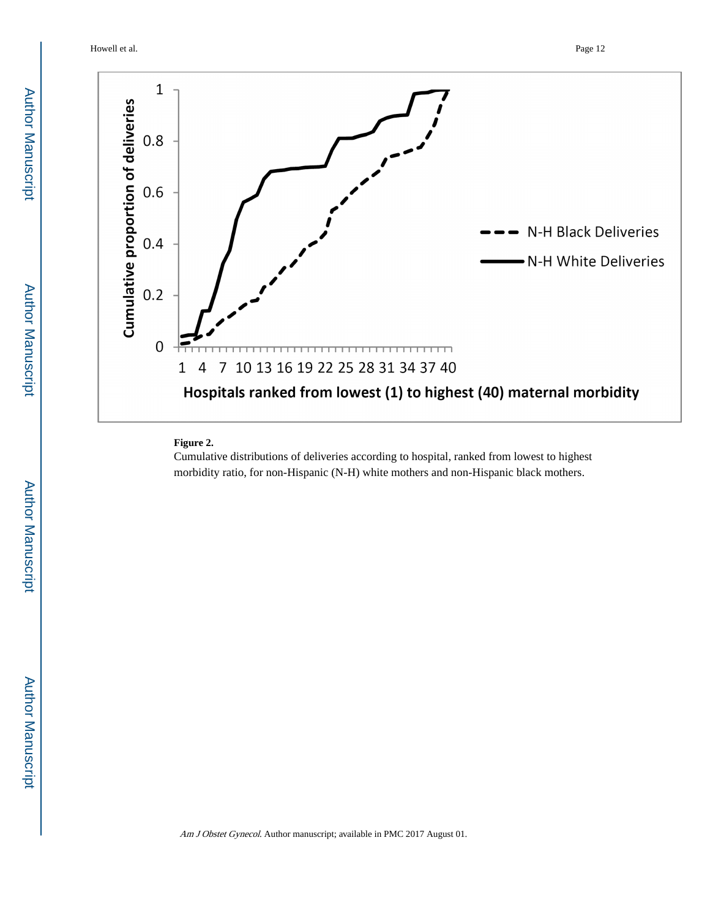**Figure 2.**

Cumulative distributions of deliveries according to hospital, ranked from lowest to highest morbidity ratio, for non-Hispanic (N-H) white mothers and non-Hispanic black mothers.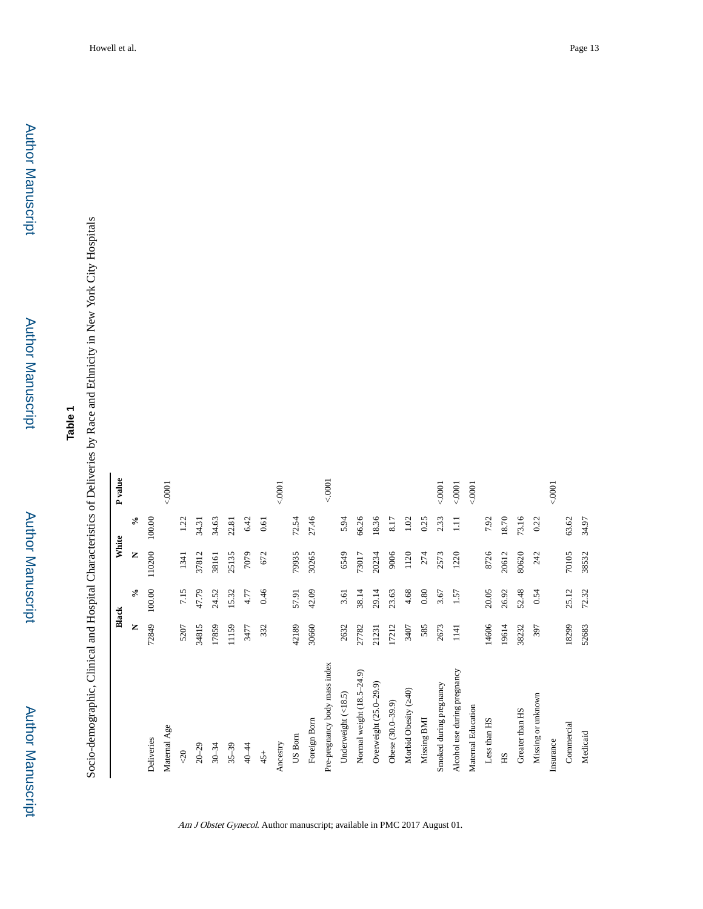**Table 1**

Socio-demographic, Clinical and Hospital Characteristics of Deliveries by Race and Ethnicity in New York City Hospitals

| | Black | | White | | P value |
|---|---|---|---|---|---|
| | N | % | N | % | |
| Deliveries | 72849 | 100.00 | 110200 | 100.00 | |
| Maternal Age | | | | | <.0001 |
| <20 | 5207 | 7.15 | 1341 | 1.22 | |
| 20–29 | 34815 | 47.79 | 37812 | 34.31 | |
| 30–34 | 17859 | 24.52 | 38161 | 34.63 | |
| 35–39 | 11159 | 15.32 | 25135 | 22.81 | |
| 40–44 | 3477 | 4.77 | 7079 | 6.42 | |
| 45+ | 332 | 0.46 | 672 | 0.61 | |
| Ancestry | | | | | <.0001 |
| US Born | 42189 | 57.91 | 79935 | 72.54 | |
| Foreign Born | 30660 | 42.09 | 30265 | 27.46 | |
| Pre-pregnancy body mass index | | | | | <.0001 |
| Underweight (<18.5) | 2632 | 3.61 | 6549 | 5.94 | |
| Normal weight (18.5–24.9) | 27782 | 38.14 | 73017 | 66.26 | |
| Overweight (25.0–29.9) | 21231 | 29.14 | 20234 | 18.36 | |
| Obese (30.0–39.9) | 17212 | 23.63 | 9006 | 8.17 | |
| Morbid Obesity (≥40) | 3407 | 4.68 | 1120 | 1.02 | |
| Missing BMI | 585 | 0.80 | 274 | 0.25 | |
| Smoked during pregnancy | 2673 | 3.67 | 2573 | 2.33 | <.0001 |
| Alcohol use during pregnancy | 1141 | 1.57 | 1220 | 1.11 | <.0001 |
| Maternal Education | | | | | <.0001 |
| Less than HS | 14606 | 20.05 | 8726 | 7.92 | |
| HS | 19614 | 26.92 | 20612 | 18.70 | |
| Greater than HS | 38232 | 52.48 | 80620 | 73.16 | |
| Missing or unknown | 397 | 0.54 | 242 | 0.22 | |
| Insurance | | | | | <.0001 |
| Commercial | 18299 | 25.12 | 70105 | 63.62 | |
| Medicaid | 52683 | 72.32 | 38532 | 34.97 | |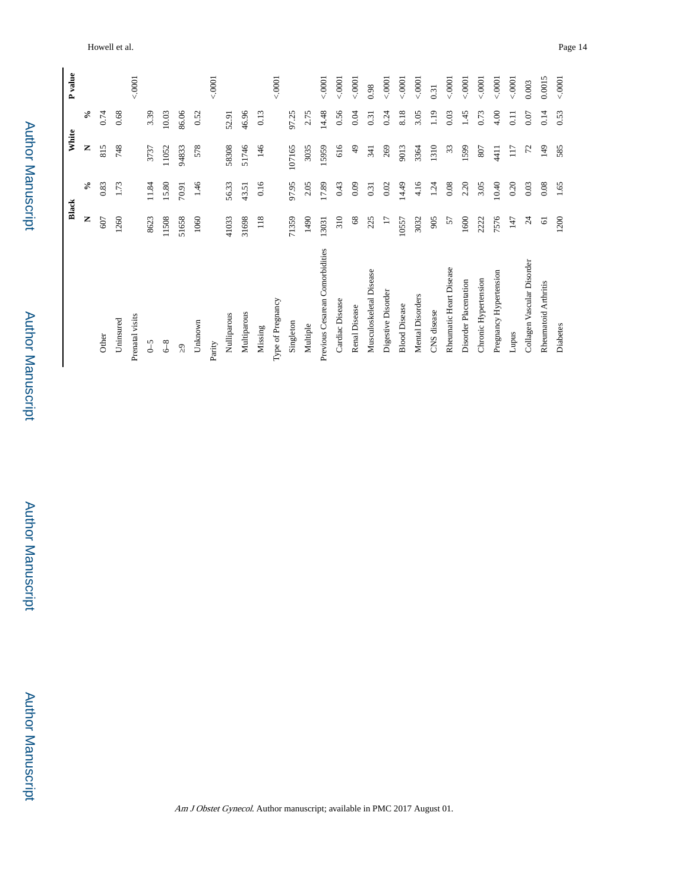| | Black | | White | | P value |
|---|---|---|---|---|---|
| | N | % | N | % | |
| Other | 607 | 0.83 | 815 | 0.74 | |
| Uninsured | 1260 | 1.73 | 748 | 0.68 | |
| Prenatal visits | | | | | <.0001 |
| 0–5 | 8623 | 11.84 | 3737 | 3.39 | |
| 6–8 | 11508 | 15.80 | 11052 | 10.03 | |
| ≥9 | 51658 | 70.91 | 94833 | 86.06 | |
| Unknown | 1060 | 1.46 | 578 | 0.52 | |
| Parity | | | | | <.0001 |
| Nulliparous | 41033 | 56.33 | 58308 | 52.91 | |
| Multiparous | 31698 | 43.51 | 51746 | 46.96 | |
| Missing | 118 | 0.16 | 146 | 0.13 | |
| Type of Pregnancy | | | | | <.0001 |
| Singleton | 71359 | 97.95 | 107165 | 97.25 | |
| Multiple | 1490 | 2.05 | 3035 | 2.75 | |
| Previous Cesarean Comorbidities | 13031 | 17.89 | 15959 | 14.48 | <.0001 |
| Cardiac Disease | 310 | 0.43 | 616 | 0.56 | <.0001 |
| Renal Disease | 68 | 0.09 | 49 | 0.04 | <.0001 |
| Musculoskeletal Disease | 225 | 0.31 | 341 | 0.31 | 0.98 |
| Digestive Disorder | 17 | 0.02 | 269 | 0.24 | <.0001 |
| Blood Disease | 10557 | 14.49 | 9013 | 8.18 | <.0001 |
| Mental Disorders | 3032 | 4.16 | 3364 | 3.05 | <.0001 |
| CNS disease | 905 | 1.24 | 1310 | 1.19 | 0.31 |
| Rheumatic Heart Disease | 57 | 0.08 | 33 | 0.03 | <.0001 |
| Disorder Placentation | 1600 | 2.20 | 1599 | 1.45 | <.0001 |
| Chronic Hypertension | 2222 | 3.05 | 807 | 0.73 | <.0001 |
| Pregnancy Hypertension | 7576 | 10.40 | 4411 | 4.00 | <.0001 |
| Lupus | 147 | 0.20 | 117 | 0.11 | <.0001 |
| Collagen Vascular Disorder | 24 | 0.03 | 72 | 0.07 | 0.003 |
| Rheumatoid Arthritis | 61 | 0.08 | 149 | 0.14 | 0.0015 |
| Diabetes | 1200 | 1.65 | 585 | 0.53 | <.0001 |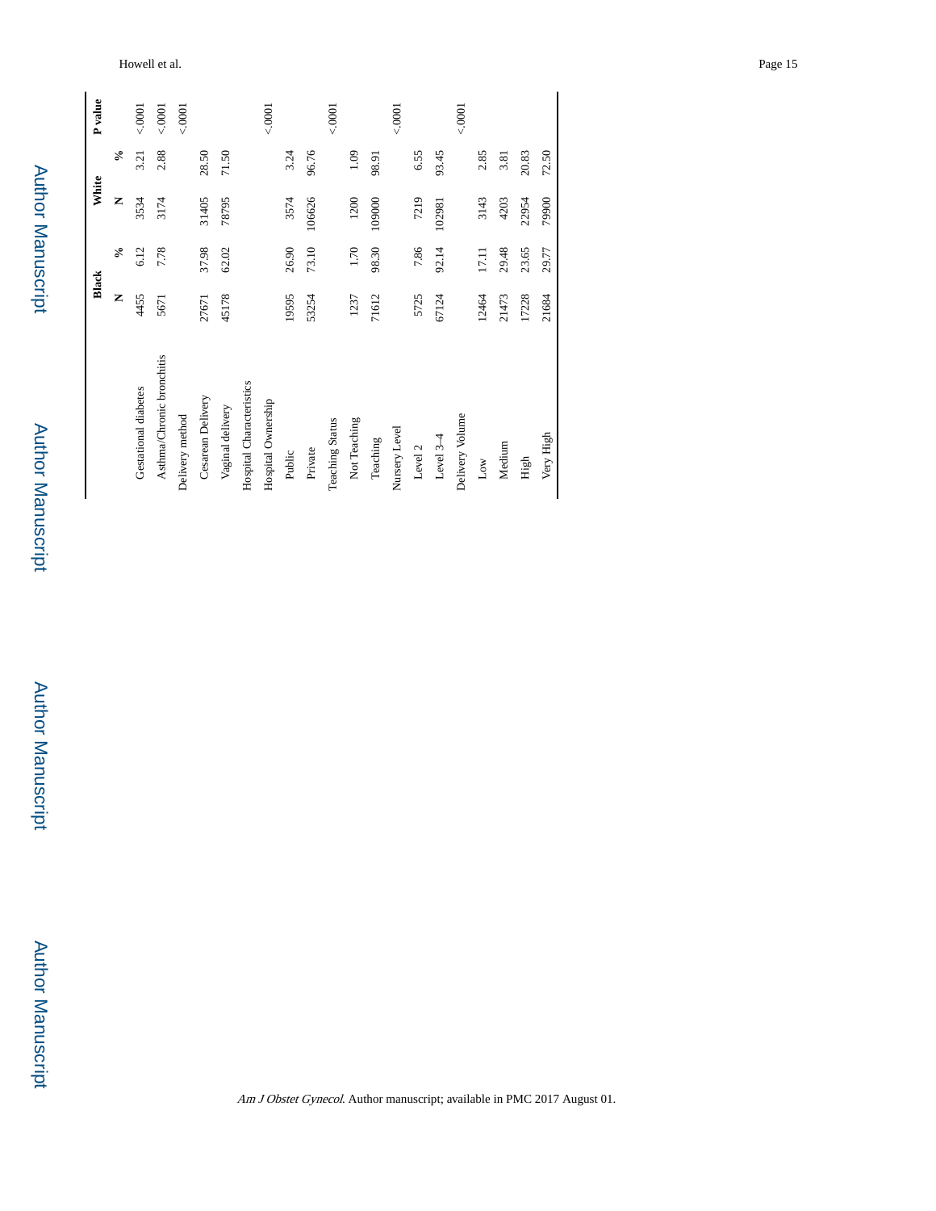|  | Black |  | White |  | P value |
|---|---|---|---|---|---|
|  | N | % | N | % |  |
| Gestational diabetes | 4455 | 6.12 | 3534 | 3.21 | <.0001 |
| Asthma/Chronic bronchitis | 5671 | 7.78 | 3174 | 2.88 | <.0001 |
| Delivery method |  |  |  |  | <.0001 |
| Cesarean Delivery | 27671 | 37.98 | 31405 | 28.50 |  |
| Vaginal delivery | 45178 | 62.02 | 78795 | 71.50 |  |
| Hospital Characteristics |  |  |  |  |  |
| Hospital Ownership |  |  |  |  | <.0001 |
| Public | 19595 | 26.90 | 3574 | 3.24 |  |
| Private | 53254 | 73.10 | 106626 | 96.76 |  |
| Teaching Status |  |  |  |  | <.0001 |
| Not Teaching | 1237 | 1.70 | 1200 | 1.09 |  |
| Teaching | 71612 | 98.30 | 109000 | 98.91 |  |
| Nursery Level |  |  |  |  | <.0001 |
| Level 2 | 5725 | 7.86 | 7219 | 6.55 |  |
| Level 3–4 | 67124 | 92.14 | 102981 | 93.45 |  |
| Delivery Volume |  |  |  |  | <.0001 |
| Low | 12464 | 17.11 | 3143 | 2.85 |  |
| Medium | 21473 | 29.48 | 4203 | 3.81 |  |
| High | 17228 | 23.65 | 22954 | 20.83 |  |
| Very High | 21684 | 29.77 | 79900 | 72.50 |  |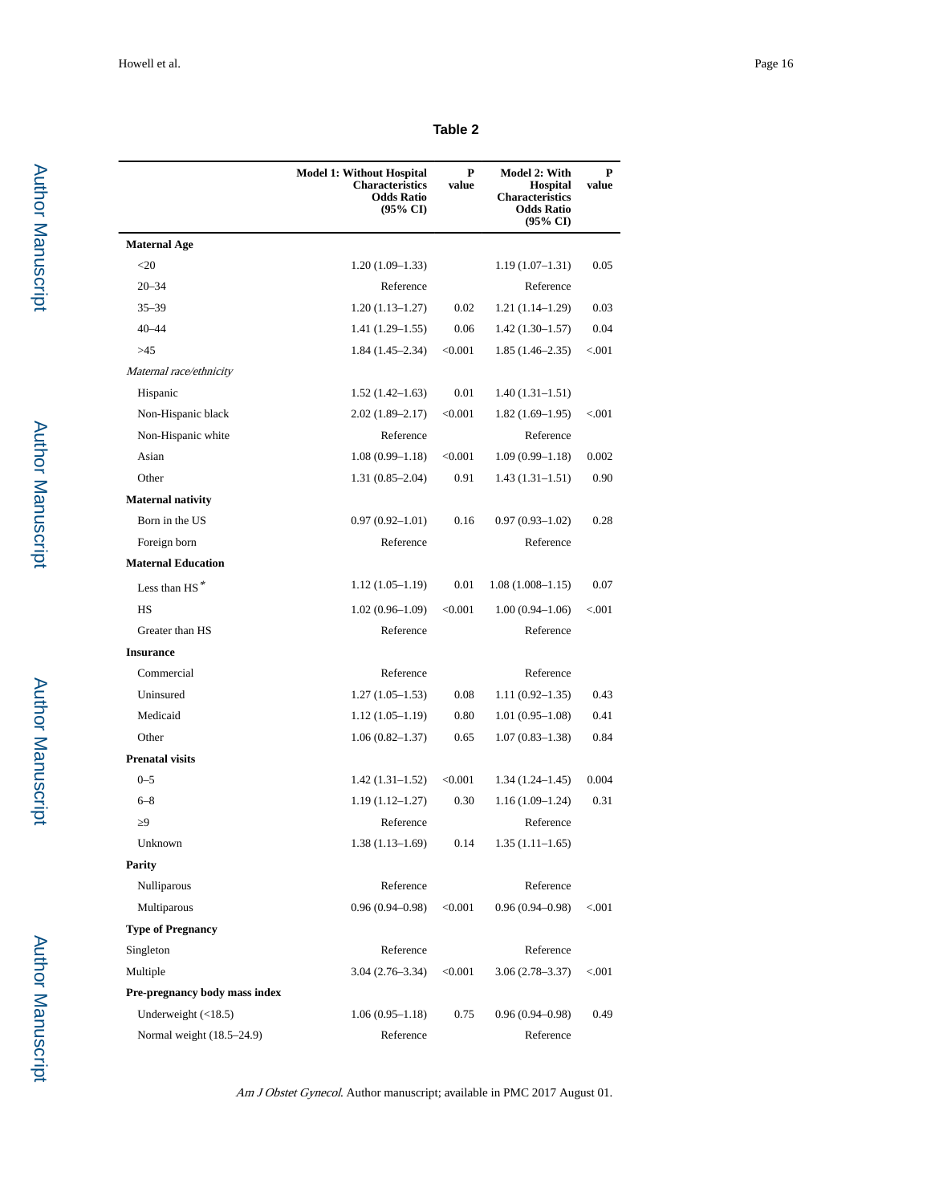**Table 2**

| | Model 1: Without Hospital Characteristics Odds Ratio (95% CI) | P value | Model 2: With Hospital Characteristics Odds Ratio (95% CI) | P value |
|---|---|---|---|---|
| **Maternal Age** | | | | |
| <20 | 1.20 (1.09–1.33) | | 1.19 (1.07–1.31) | 0.05 |
| 20–34 | Reference | | Reference | |
| 35–39 | 1.20 (1.13–1.27) | 0.02 | 1.21 (1.14–1.29) | 0.03 |
| 40–44 | 1.41 (1.29–1.55) | 0.06 | 1.42 (1.30–1.57) | 0.04 |
| >45 | 1.84 (1.45–2.34) | <0.001 | 1.85 (1.46–2.35) | <.001 |
| *Maternal race/ethnicity* | | | | |
| Hispanic | 1.52 (1.42–1.63) | 0.01 | 1.40 (1.31–1.51) | |
| Non-Hispanic black | 2.02 (1.89–2.17) | <0.001 | 1.82 (1.69–1.95) | <.001 |
| Non-Hispanic white | Reference | | Reference | |
| Asian | 1.08 (0.99–1.18) | <0.001 | 1.09 (0.99–1.18) | 0.002 |
| Other | 1.31 (0.85–2.04) | 0.91 | 1.43 (1.31–1.51) | 0.90 |
| **Maternal nativity** | | | | |
| Born in the US | 0.97 (0.92–1.01) | 0.16 | 0.97 (0.93–1.02) | 0.28 |
| Foreign born | Reference | | Reference | |
| **Maternal Education** | | | | |
| Less than HS * | 1.12 (1.05–1.19) | 0.01 | 1.08 (1.008–1.15) | 0.07 |
| HS | 1.02 (0.96–1.09) | <0.001 | 1.00 (0.94–1.06) | <.001 |
| Greater than HS | Reference | | Reference | |
| **Insurance** | | | | |
| Commercial | Reference | | Reference | |
| Uninsured | 1.27 (1.05–1.53) | 0.08 | 1.11 (0.92–1.35) | 0.43 |
| Medicaid | 1.12 (1.05–1.19) | 0.80 | 1.01 (0.95–1.08) | 0.41 |
| Other | 1.06 (0.82–1.37) | 0.65 | 1.07 (0.83–1.38) | 0.84 |
| **Prenatal visits** | | | | |
| 0–5 | 1.42 (1.31–1.52) | <0.001 | 1.34 (1.24–1.45) | 0.004 |
| 6–8 | 1.19 (1.12–1.27) | 0.30 | 1.16 (1.09–1.24) | 0.31 |
| ≥9 | Reference | | Reference | |
| Unknown | 1.38 (1.13–1.69) | 0.14 | 1.35 (1.11–1.65) | |
| **Parity** | | | | |
| Nulliparous | Reference | | Reference | |
| Multiparous | 0.96 (0.94–0.98) | <0.001 | 0.96 (0.94–0.98) | <.001 |
| **Type of Pregnancy** | | | | |
| Singleton | Reference | | Reference | |
| Multiple | 3.04 (2.76–3.34) | <0.001 | 3.06 (2.78–3.37) | <.001 |
| **Pre-pregnancy body mass index** | | | | |
| Underweight (<18.5) | 1.06 (0.95–1.18) | 0.75 | 0.96 (0.94–0.98) | 0.49 |
| Normal weight (18.5–24.9) | Reference | | Reference | |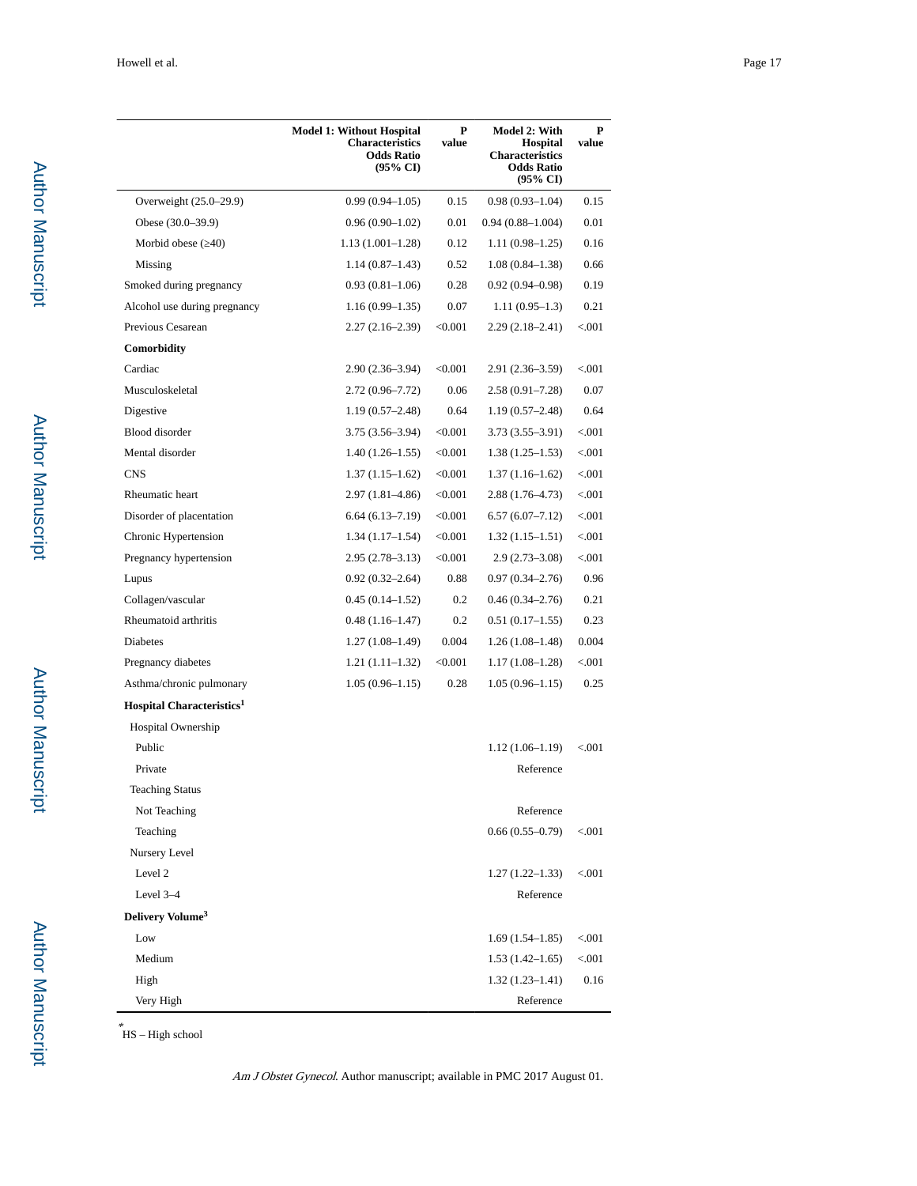| | Model 1: Without Hospital Characteristics Odds Ratio (95% CI) | P value | Model 2: With Hospital Characteristics Odds Ratio (95% CI) | P value |
|---|---|---|---|---|
| Overweight (25.0–29.9) | 0.99 (0.94–1.05) | 0.15 | 0.98 (0.93–1.04) | 0.15 |
| Obese (30.0–39.9) | 0.96 (0.90–1.02) | 0.01 | 0.94 (0.88–1.004) | 0.01 |
| Morbid obese (≥40) | 1.13 (1.001–1.28) | 0.12 | 1.11 (0.98–1.25) | 0.16 |
| Missing | 1.14 (0.87–1.43) | 0.52 | 1.08 (0.84–1.38) | 0.66 |
| Smoked during pregnancy | 0.93 (0.81–1.06) | 0.28 | 0.92 (0.94–0.98) | 0.19 |
| Alcohol use during pregnancy | 1.16 (0.99–1.35) | 0.07 | 1.11 (0.95–1.3) | 0.21 |
| Previous Cesarean | 2.27 (2.16–2.39) | <0.001 | 2.29 (2.18–2.41) | <.001 |
| **Comorbidity** | | | | |
| Cardiac | 2.90 (2.36–3.94) | <0.001 | 2.91 (2.36–3.59) | <.001 |
| Musculoskeletal | 2.72 (0.96–7.72) | 0.06 | 2.58 (0.91–7.28) | 0.07 |
| Digestive | 1.19 (0.57–2.48) | 0.64 | 1.19 (0.57–2.48) | 0.64 |
| Blood disorder | 3.75 (3.56–3.94) | <0.001 | 3.73 (3.55–3.91) | <.001 |
| Mental disorder | 1.40 (1.26–1.55) | <0.001 | 1.38 (1.25–1.53) | <.001 |
| CNS | 1.37 (1.15–1.62) | <0.001 | 1.37 (1.16–1.62) | <.001 |
| Rheumatic heart | 2.97 (1.81–4.86) | <0.001 | 2.88 (1.76–4.73) | <.001 |
| Disorder of placentation | 6.64 (6.13–7.19) | <0.001 | 6.57 (6.07–7.12) | <.001 |
| Chronic Hypertension | 1.34 (1.17–1.54) | <0.001 | 1.32 (1.15–1.51) | <.001 |
| Pregnancy hypertension | 2.95 (2.78–3.13) | <0.001 | 2.9 (2.73–3.08) | <.001 |
| Lupus | 0.92 (0.32–2.64) | 0.88 | 0.97 (0.34–2.76) | 0.96 |
| Collagen/vascular | 0.45 (0.14–1.52) | 0.2 | 0.46 (0.34–2.76) | 0.21 |
| Rheumatoid arthritis | 0.48 (1.16–1.47) | 0.2 | 0.51 (0.17–1.55) | 0.23 |
| Diabetes | 1.27 (1.08–1.49) | 0.004 | 1.26 (1.08–1.48) | 0.004 |
| Pregnancy diabetes | 1.21 (1.11–1.32) | <0.001 | 1.17 (1.08–1.28) | <.001 |
| Asthma/chronic pulmonary | 1.05 (0.96–1.15) | 0.28 | 1.05 (0.96–1.15) | 0.25 |
| **Hospital Characteristics**[1] | | | | |
| Hospital Ownership | | | | |
| Public | | | 1.12 (1.06–1.19) | <.001 |
| Private | | | Reference | |
| Teaching Status | | | | |
| Not Teaching | | | Reference | |
| Teaching | | | 0.66 (0.55–0.79) | <.001 |
| Nursery Level | | | | |
| Level 2 | | | 1.27 (1.22–1.33) | <.001 |
| Level 3–4 | | | Reference | |
| **Delivery Volume**[3] | | | | |
| Low | | | 1.69 (1.54–1.85) | <.001 |
| Medium | | | 1.53 (1.42–1.65) | <.001 |
| High | | | 1.32 (1.23–1.41) | 0.16 |
| Very High | | | Reference | |

*HS – High school